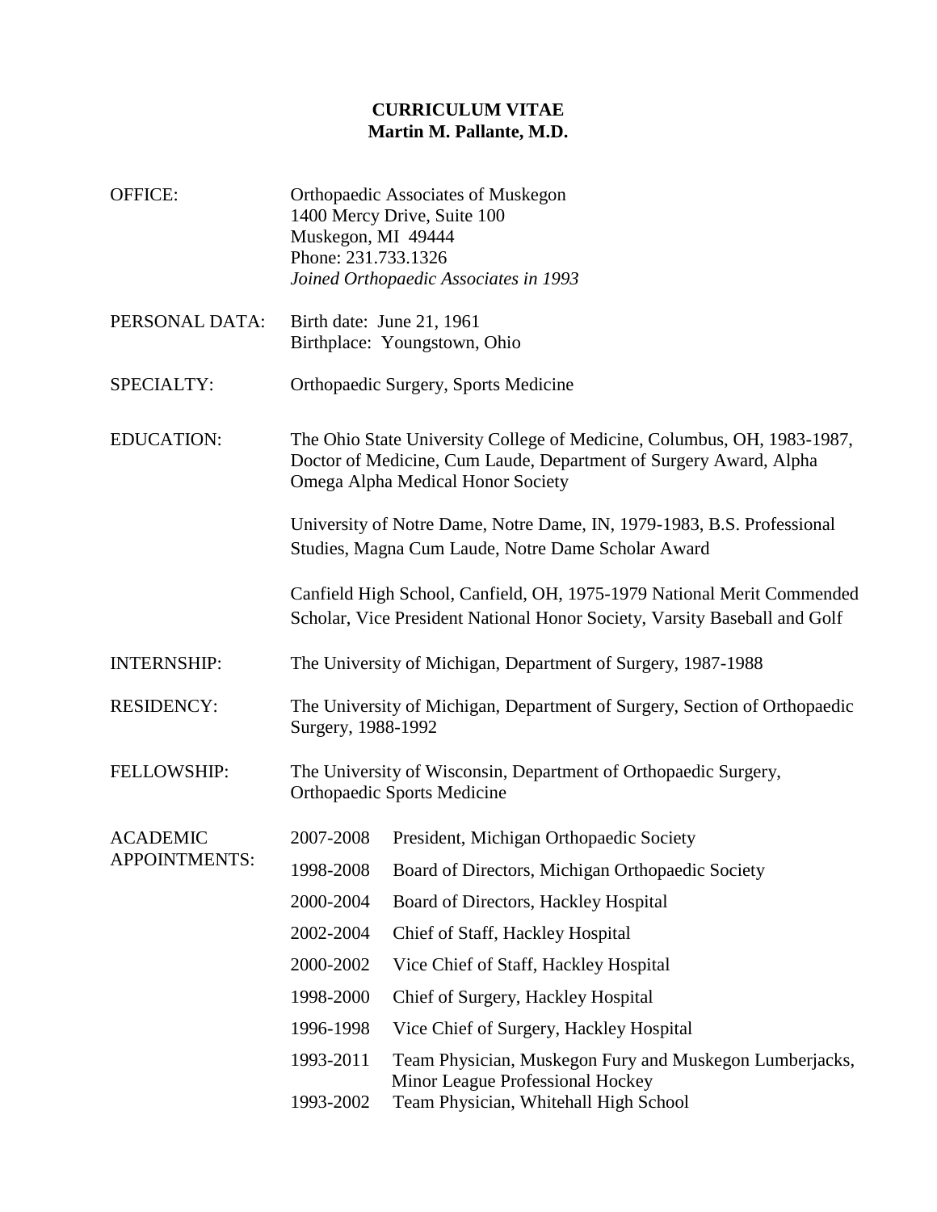# CURRICULUM VITAE
## Martin M. Pallante, M.D.

**OFFICE:**

Orthopaedic Associates of Muskegon
1400 Mercy Drive, Suite 100
Muskegon, MI 49444
Phone: 231.733.1326
*Joined Orthopaedic Associates in 1993*

**PERSONAL DATA:**

Birth date: June 21, 1961
Birthplace: Youngstown, Ohio

**SPECIALTY:**

Orthopaedic Surgery, Sports Medicine

**EDUCATION:**

The Ohio State University College of Medicine, Columbus, OH, 1983-1987, Doctor of Medicine, Cum Laude, Department of Surgery Award, Alpha Omega Alpha Medical Honor Society

University of Notre Dame, Notre Dame, IN, 1979-1983, B.S. Professional Studies, Magna Cum Laude, Notre Dame Scholar Award

Canfield High School, Canfield, OH, 1975-1979 National Merit Commended Scholar, Vice President National Honor Society, Varsity Baseball and Golf

**INTERNSHIP:**

The University of Michigan, Department of Surgery, 1987-1988

**RESIDENCY:**

The University of Michigan, Department of Surgery, Section of Orthopaedic Surgery, 1988-1992

**FELLOWSHIP:**

The University of Wisconsin, Department of Orthopaedic Surgery, Orthopaedic Sports Medicine

**ACADEMIC APPOINTMENTS:**

| | |
|---|---|
| 2007-2008 | President, Michigan Orthopaedic Society |
| 1998-2008 | Board of Directors, Michigan Orthopaedic Society |
| 2000-2004 | Board of Directors, Hackley Hospital |
| 2002-2004 | Chief of Staff, Hackley Hospital |
| 2000-2002 | Vice Chief of Staff, Hackley Hospital |
| 1998-2000 | Chief of Surgery, Hackley Hospital |
| 1996-1998 | Vice Chief of Surgery, Hackley Hospital |
| 1993-2011 | Team Physician, Muskegon Fury and Muskegon Lumberjacks, Minor League Professional Hockey |
| 1993-2002 | Team Physician, Whitehall High School |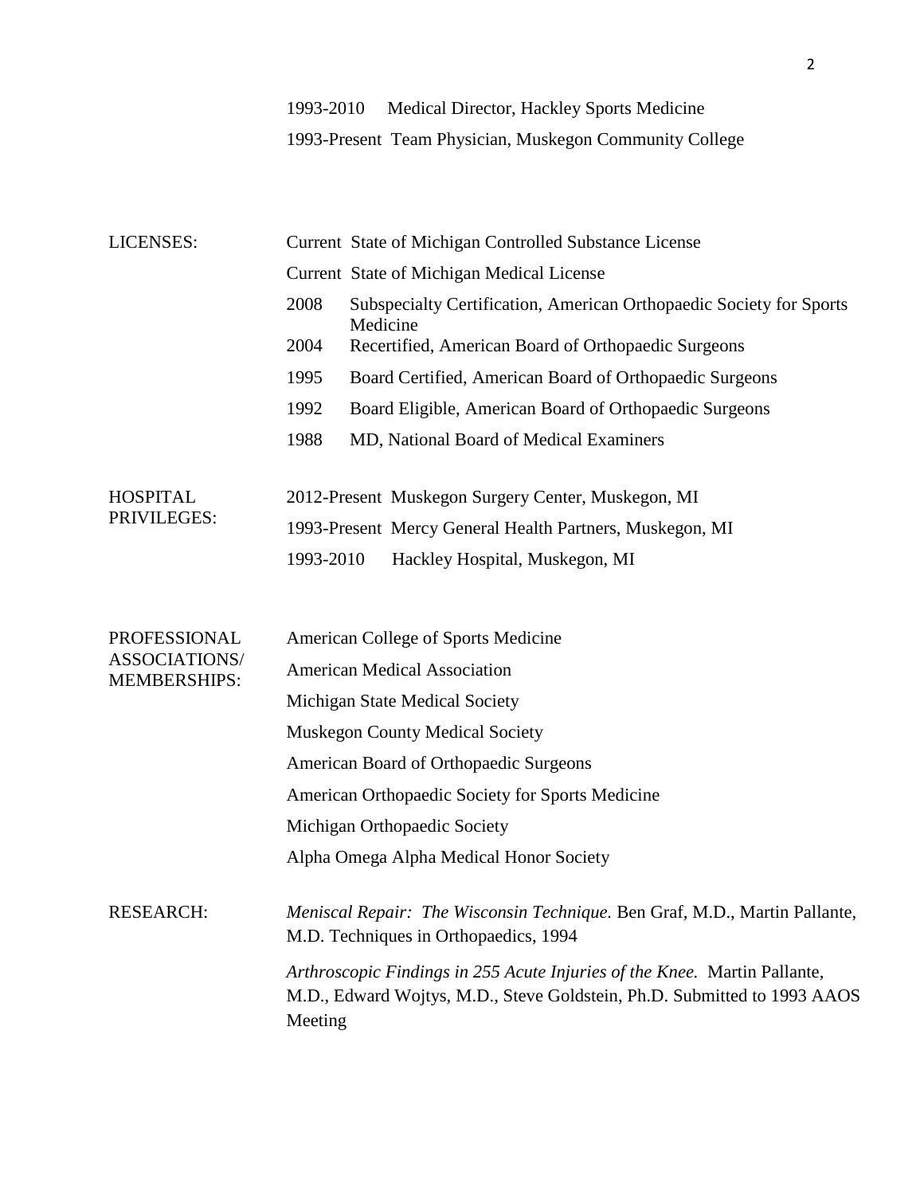1993-2010 Medical Director, Hackley Sports Medicine

1993-Present Team Physician, Muskegon Community College

**LICENSES:**

Current State of Michigan Controlled Substance License

Current State of Michigan Medical License

2008 Subspecialty Certification, American Orthopaedic Society for Sports Medicine

2004 Recertified, American Board of Orthopaedic Surgeons

1995 Board Certified, American Board of Orthopaedic Surgeons

1992 Board Eligible, American Board of Orthopaedic Surgeons

1988 MD, National Board of Medical Examiners

**HOSPITAL PRIVILEGES:**

2012-Present Muskegon Surgery Center, Muskegon, MI

1993-Present Mercy General Health Partners, Muskegon, MI

1993-2010 Hackley Hospital, Muskegon, MI

**PROFESSIONAL ASSOCIATIONS/ MEMBERSHIPS:**

American College of Sports Medicine

American Medical Association

Michigan State Medical Society

Muskegon County Medical Society

American Board of Orthopaedic Surgeons

American Orthopaedic Society for Sports Medicine

Michigan Orthopaedic Society

Alpha Omega Alpha Medical Honor Society

**RESEARCH:**

*Meniscal Repair: The Wisconsin Technique.* Ben Graf, M.D., Martin Pallante, M.D. Techniques in Orthopaedics, 1994

*Arthroscopic Findings in 255 Acute Injuries of the Knee.* Martin Pallante, M.D., Edward Wojtys, M.D., Steve Goldstein, Ph.D. Submitted to 1993 AAOS Meeting